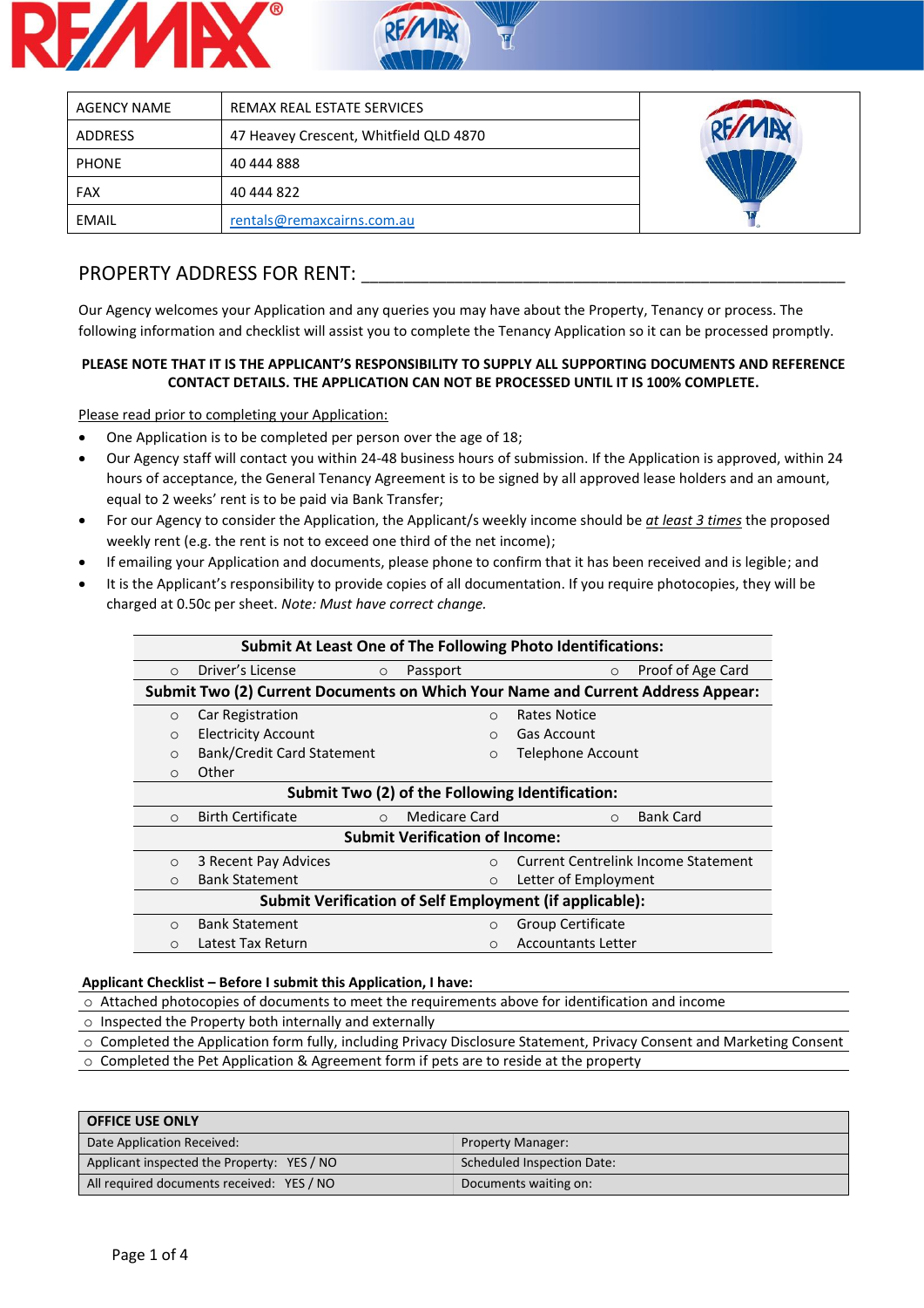| AGENCY NAME | REMAX REAL ESTATE SERVICES |
|---|---|
| ADDRESS | 47 Heavey Crescent, Whitfield QLD 4870 |
| PHONE | 40 444 888 |
| FAX | 40 444 822 |
| EMAIL | rentals@remaxcairns.com.au |

## PROPERTY ADDRESS FOR RENT: ______________________________________________

Our Agency welcomes your Application and any queries you may have about the Property, Tenancy or process. The following information and checklist will assist you to complete the Tenancy Application so it can be processed promptly.

**PLEASE NOTE THAT IT IS THE APPLICANT'S RESPONSIBILITY TO SUPPLY ALL SUPPORTING DOCUMENTS AND REFERENCE CONTACT DETAILS. THE APPLICATION CAN NOT BE PROCESSED UNTIL IT IS 100% COMPLETE.**

Please read prior to completing your Application:

- One Application is to be completed per person over the age of 18;
- Our Agency staff will contact you within 24-48 business hours of submission. If the Application is approved, within 24 hours of acceptance, the General Tenancy Agreement is to be signed by all approved lease holders and an amount, equal to 2 weeks' rent is to be paid via Bank Transfer;
- For our Agency to consider the Application, the Applicant/s weekly income should be *at least 3 times* the proposed weekly rent (e.g. the rent is not to exceed one third of the net income);
- If emailing your Application and documents, please phone to confirm that it has been received and is legible; and
- It is the Applicant's responsibility to provide copies of all documentation. If you require photocopies, they will be charged at 0.50c per sheet. *Note: Must have correct change.*

**Submit At Least One of The Following Photo Identifications:**

- ○ Driver's License
- ○ Passport
- ○ Proof of Age Card

**Submit Two (2) Current Documents on Which Your Name and Current Address Appear:**

- ○ Car Registration
- ○ Rates Notice
- ○ Electricity Account
- ○ Gas Account
- ○ Bank/Credit Card Statement
- ○ Telephone Account
- ○ Other

**Submit Two (2) of the Following Identification:**

- ○ Birth Certificate
- ○ Medicare Card
- ○ Bank Card

**Submit Verification of Income:**

- ○ 3 Recent Pay Advices
- ○ Current Centrelink Income Statement
- ○ Bank Statement
- ○ Letter of Employment

**Submit Verification of Self Employment (if applicable):**

- ○ Bank Statement
- ○ Group Certificate
- ○ Latest Tax Return
- ○ Accountants Letter

**Applicant Checklist – Before I submit this Application, I have:**

- ○ Attached photocopies of documents to meet the requirements above for identification and income
- ○ Inspected the Property both internally and externally
- ○ Completed the Application form fully, including Privacy Disclosure Statement, Privacy Consent and Marketing Consent
- ○ Completed the Pet Application & Agreement form if pets are to reside at the property

| OFFICE USE ONLY | |
|---|---|
| Date Application Received: | Property Manager: |
| Applicant inspected the Property: YES / NO | Scheduled Inspection Date: |
| All required documents received: YES / NO | Documents waiting on: |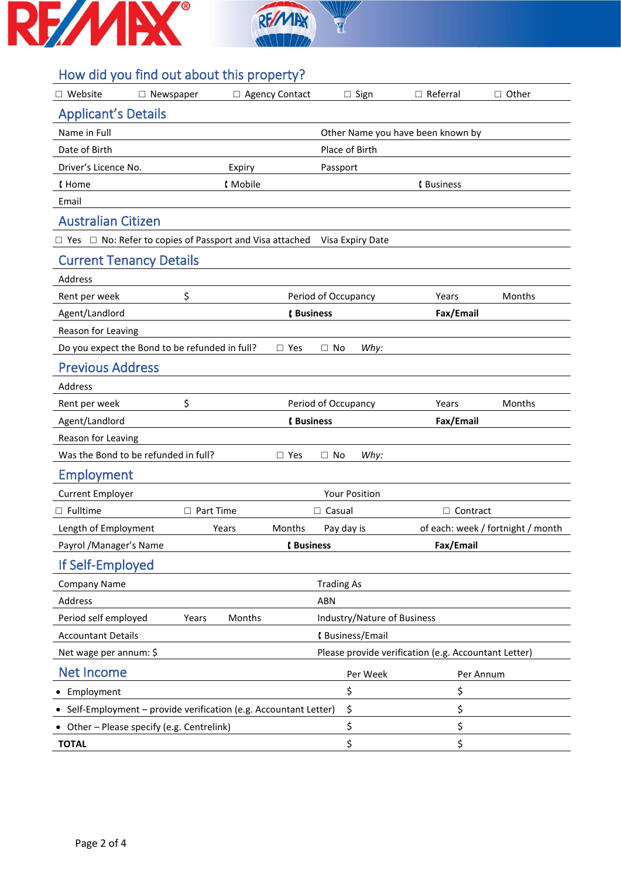## How did you find out about this property?

☐ Website ☐ Newspaper ☐ Agency Contact ☐ Sign ☐ Referral ☐ Other

## Applicant's Details

| | | | |
|---|---|---|---|
| Name in Full | | Other Name you have been known by | |
| Date of Birth | | Place of Birth | |
| Driver's Licence No. | Expiry | Passport | |
| ( Home | ( Mobile | ( Business | |
| Email | | | |

## Australian Citizen

☐ Yes ☐ No: Refer to copies of Passport and Visa attached Visa Expiry Date

## Current Tenancy Details

| | | | | |
|---|---|---|---|---|
| Address | | | | |
| Rent per week | $ | Period of Occupancy | Years | Months |
| Agent/Landlord | | **( Business** | **Fax/Email** | |
| Reason for Leaving | | | | |
| Do you expect the Bond to be refunded in full? | ☐ Yes | ☐ No | *Why:* | |

## Previous Address

| | | | | |
|---|---|---|---|---|
| Address | | | | |
| Rent per week | $ | Period of Occupancy | Years | Months |
| Agent/Landlord | | **( Business** | **Fax/Email** | |
| Reason for Leaving | | | | |
| Was the Bond to be refunded in full? | ☐ Yes | ☐ No | *Why:* | |

## Employment

| | | | | |
|---|---|---|---|---|
| Current Employer | | | Your Position | |
| ☐ Fulltime | ☐ Part Time | ☐ Casual | ☐ Contract | |
| Length of Employment | Years | Months | Pay day is | of each: week / fortnight / month |
| Payrol /Manager's Name | | **( Business** | **Fax/Email** | |

## If Self-Employed

| | | | |
|---|---|---|---|
| Company Name | | | Trading As |
| Address | | | ABN |
| Period self employed | Years | Months | Industry/Nature of Business |
| Accountant Details | | | ( Business/Email |
| Net wage per annum: $ | | | Please provide verification (e.g. Accountant Letter) |

## Net Income

| | Per Week | Per Annum |
|---|---|---|
| • Employment | $ | $ |
| • Self-Employment – provide verification (e.g. Accountant Letter) | $ | $ |
| • Other – Please specify (e.g. Centrelink) | $ | $ |
| **TOTAL** | $ | $ |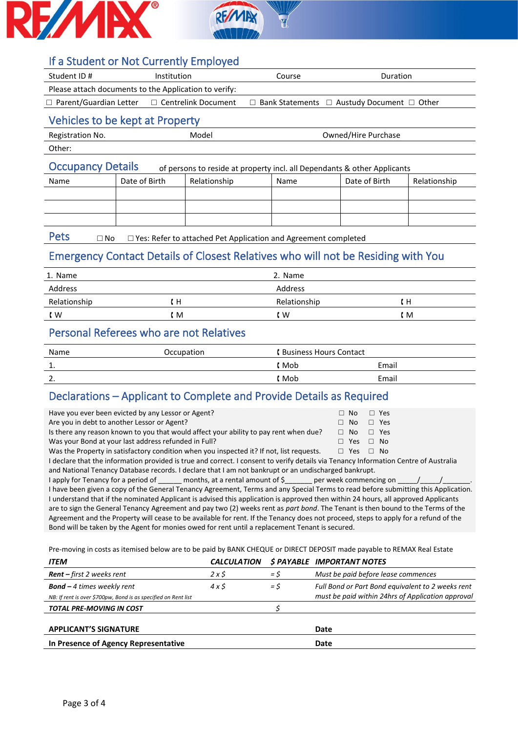## If a Student or Not Currently Employed

| Student ID # | Institution | Course | Duration |
|---|---|---|---|

Please attach documents to the Application to verify:

☐ Parent/Guardian Letter ☐ Centrelink Document ☐ Bank Statements ☐ Austudy Document ☐ Other

## Vehicles to be kept at Property

| Registration No. | Model | Owned/Hire Purchase |
|---|---|---|

Other:

## Occupancy Details

of persons to reside at property incl. all Dependants & other Applicants

| Name | Date of Birth | Relationship | Name | Date of Birth | Relationship |
|---|---|---|---|---|---|
| | | | | | |
| | | | | | |
| | | | | | |

## Pets

☐ No ☐ Yes: Refer to attached Pet Application and Agreement completed

## Emergency Contact Details of Closest Relatives who will not be Residing with You

| 1. Name | | 2. Name | |
|---|---|---|---|
| Address | | Address | |
| Relationship | H | Relationship | H |
| W | M | W | M |

## Personal Referees who are not Relatives

| Name | Occupation | Business Hours Contact | |
|---|---|---|---|
| 1. | | Mob | Email |
| 2. | | Mob | Email |

## Declarations – Applicant to Complete and Provide Details as Required

Have you ever been evicted by any Lessor or Agent? ☐ No ☐ Yes
Are you in debt to another Lessor or Agent? ☐ No ☐ Yes
Is there any reason known to you that would affect your ability to pay rent when due? ☐ No ☐ Yes
Was your Bond at your last address refunded in Full? ☐ Yes ☐ No
Was the Property in satisfactory condition when you inspected it? If not, list requests. ☐ Yes ☐ No

I declare that the information provided is true and correct. I consent to verify details via Tenancy Information Centre of Australia and National Tenancy Database records. I declare that I am not bankrupt or an undischarged bankrupt.
I apply for Tenancy for a period of ______ months, at a rental amount of $_______ per week commencing on _____/_____/_______.
I have been given a copy of the General Tenancy Agreement, Terms and any Special Terms to read before submitting this Application.
I understand that if the nominated Applicant is advised this application is approved then within 24 hours, all approved Applicants are to sign the General Tenancy Agreement and pay two (2) weeks rent as *part bond*. The Tenant is then bound to the Terms of the Agreement and the Property will cease to be available for rent. If the Tenancy does not proceed, steps to apply for a refund of the Bond will be taken by the Agent for monies owed for rent until a replacement Tenant is secured.

Pre-moving in costs as itemised below are to be paid by BANK CHEQUE or DIRECT DEPOSIT made payable to REMAX Real Estate

| *ITEM* | *CALCULATION* | *$ PAYABLE* | *IMPORTANT NOTES* |
|---|---|---|---|
| ***Rent** – first 2 weeks rent* | *2 x $* | *= $* | *Must be paid before lease commences* |
| ***Bond** – 4 times weekly rent* <br> *NB: If rent is over $700pw, Bond is as specified on Rent list* | *4 x $* | *= $* | *Full Bond or Part Bond equivalent to 2 weeks rent must be paid within 24hrs of Application approval* |
| ***TOTAL PRE-MOVING IN COST*** | | *$* | |

| **APPLICANT'S SIGNATURE** | **Date** |
|---|---|
| **In Presence of Agency Representative** | **Date** |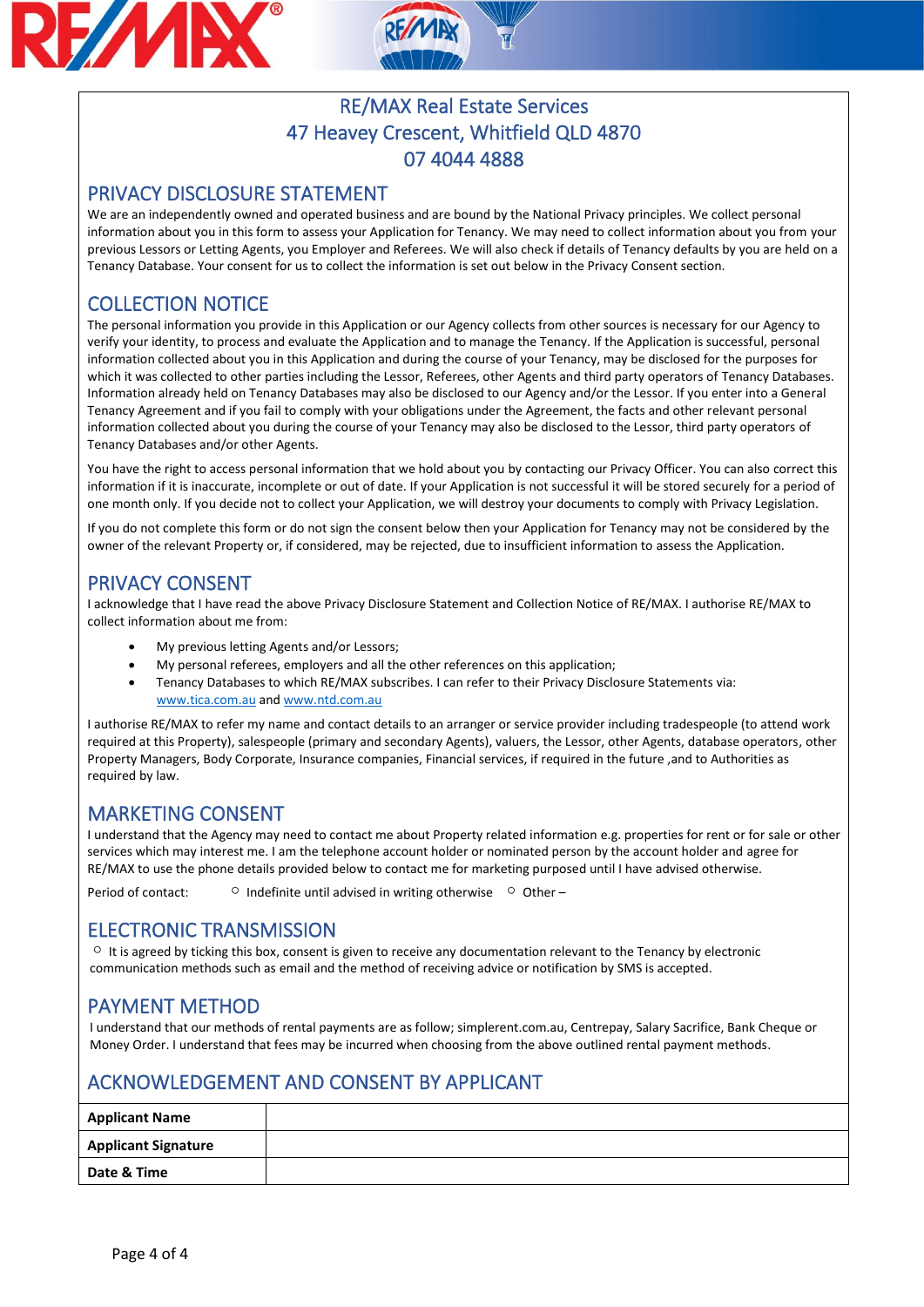RE/MAX Real Estate Services
47 Heavey Crescent, Whitfield QLD 4870
07 4044 4888

## PRIVACY DISCLOSURE STATEMENT

We are an independently owned and operated business and are bound by the National Privacy principles. We collect personal information about you in this form to assess your Application for Tenancy. We may need to collect information about you from your previous Lessors or Letting Agents, you Employer and Referees. We will also check if details of Tenancy defaults by you are held on a Tenancy Database. Your consent for us to collect the information is set out below in the Privacy Consent section.

## COLLECTION NOTICE

The personal information you provide in this Application or our Agency collects from other sources is necessary for our Agency to verify your identity, to process and evaluate the Application and to manage the Tenancy. If the Application is successful, personal information collected about you in this Application and during the course of your Tenancy, may be disclosed for the purposes for which it was collected to other parties including the Lessor, Referees, other Agents and third party operators of Tenancy Databases. Information already held on Tenancy Databases may also be disclosed to our Agency and/or the Lessor. If you enter into a General Tenancy Agreement and if you fail to comply with your obligations under the Agreement, the facts and other relevant personal information collected about you during the course of your Tenancy may also be disclosed to the Lessor, third party operators of Tenancy Databases and/or other Agents.

You have the right to access personal information that we hold about you by contacting our Privacy Officer. You can also correct this information if it is inaccurate, incomplete or out of date. If your Application is not successful it will be stored securely for a period of one month only. If you decide not to collect your Application, we will destroy your documents to comply with Privacy Legislation.

If you do not complete this form or do not sign the consent below then your Application for Tenancy may not be considered by the owner of the relevant Property or, if considered, may be rejected, due to insufficient information to assess the Application.

## PRIVACY CONSENT

I acknowledge that I have read the above Privacy Disclosure Statement and Collection Notice of RE/MAX. I authorise RE/MAX to collect information about me from:

- My previous letting Agents and/or Lessors;
- My personal referees, employers and all the other references on this application;
- Tenancy Databases to which RE/MAX subscribes. I can refer to their Privacy Disclosure Statements via: www.tica.com.au and www.ntd.com.au

I authorise RE/MAX to refer my name and contact details to an arranger or service provider including tradespeople (to attend work required at this Property), salespeople (primary and secondary Agents), valuers, the Lessor, other Agents, database operators, other Property Managers, Body Corporate, Insurance companies, Financial services, if required in the future ,and to Authorities as required by law.

## MARKETING CONSENT

I understand that the Agency may need to contact me about Property related information e.g. properties for rent or for sale or other services which may interest me. I am the telephone account holder or nominated person by the account holder and agree for RE/MAX to use the phone details provided below to contact me for marketing purposed until I have advised otherwise.

Period of contact: ○ Indefinite until advised in writing otherwise ○ Other –

## ELECTRONIC TRANSMISSION

○ It is agreed by ticking this box, consent is given to receive any documentation relevant to the Tenancy by electronic communication methods such as email and the method of receiving advice or notification by SMS is accepted.

## PAYMENT METHOD

I understand that our methods of rental payments are as follow; simplerent.com.au, Centrepay, Salary Sacrifice, Bank Cheque or Money Order. I understand that fees may be incurred when choosing from the above outlined rental payment methods.

## ACKNOWLEDGEMENT AND CONSENT BY APPLICANT

| | |
|---|---|
| **Applicant Name** | |
| **Applicant Signature** | |
| **Date & Time** | |